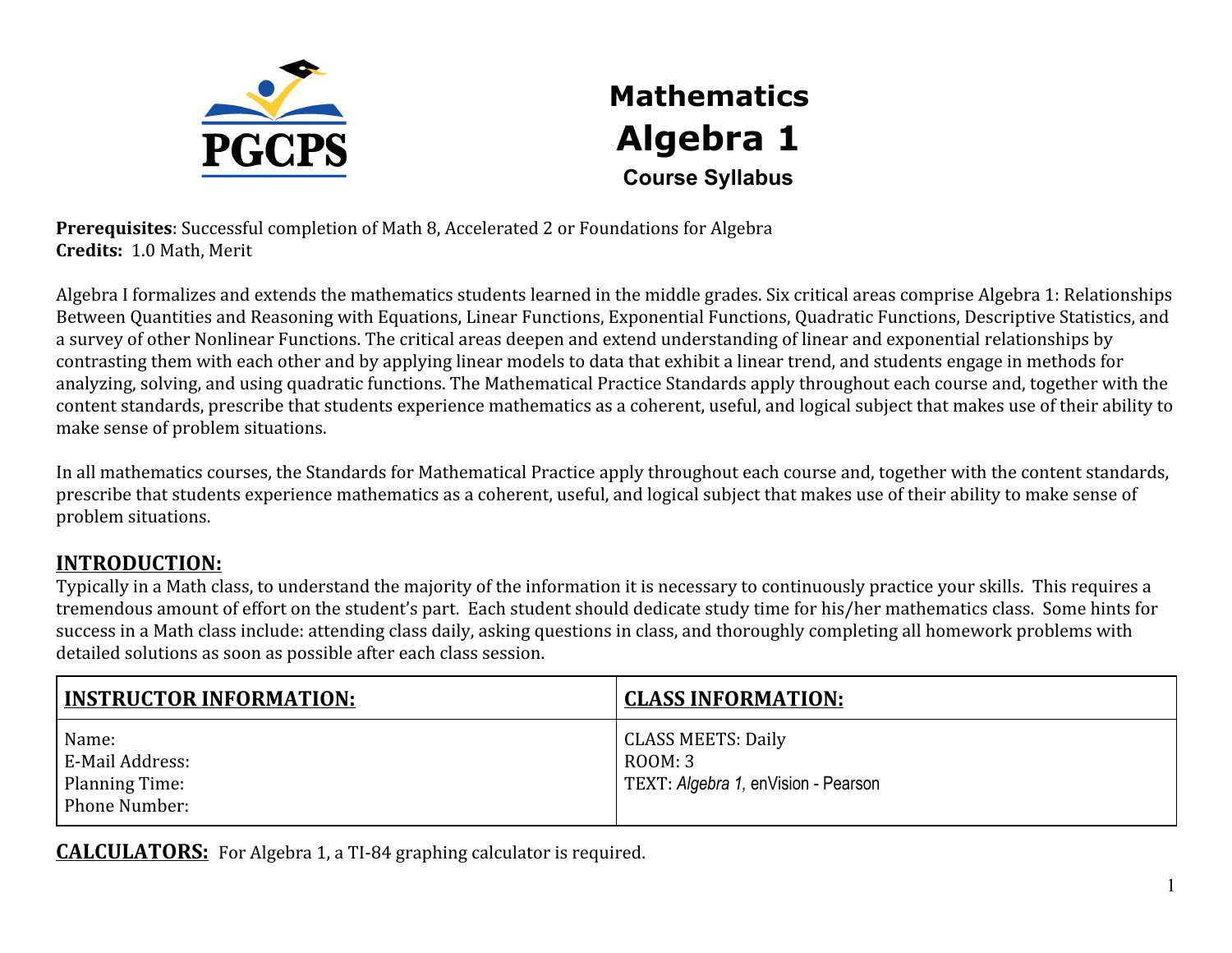# Mathematics
# Algebra 1
## Course Syllabus

**Prerequisites**: Successful completion of Math 8, Accelerated 2 or Foundations for Algebra
**Credits:** 1.0 Math, Merit

Algebra I formalizes and extends the mathematics students learned in the middle grades. Six critical areas comprise Algebra 1: Relationships Between Quantities and Reasoning with Equations, Linear Functions, Exponential Functions, Quadratic Functions, Descriptive Statistics, and a survey of other Nonlinear Functions. The critical areas deepen and extend understanding of linear and exponential relationships by contrasting them with each other and by applying linear models to data that exhibit a linear trend, and students engage in methods for analyzing, solving, and using quadratic functions. The Mathematical Practice Standards apply throughout each course and, together with the content standards, prescribe that students experience mathematics as a coherent, useful, and logical subject that makes use of their ability to make sense of problem situations.

In all mathematics courses, the Standards for Mathematical Practice apply throughout each course and, together with the content standards, prescribe that students experience mathematics as a coherent, useful, and logical subject that makes use of their ability to make sense of problem situations.

## INTRODUCTION:

Typically in a Math class, to understand the majority of the information it is necessary to continuously practice your skills. This requires a tremendous amount of effort on the student's part. Each student should dedicate study time for his/her mathematics class. Some hints for success in a Math class include: attending class daily, asking questions in class, and thoroughly completing all homework problems with detailed solutions as soon as possible after each class session.

| INSTRUCTOR INFORMATION: | CLASS INFORMATION: |
|---|---|
| Name:<br>E-Mail Address:<br>Planning Time:<br>Phone Number: | CLASS MEETS: Daily<br>ROOM: 3<br>TEXT: *Algebra 1*, enVision - Pearson |

**CALCULATORS:** For Algebra 1, a TI-84 graphing calculator is required.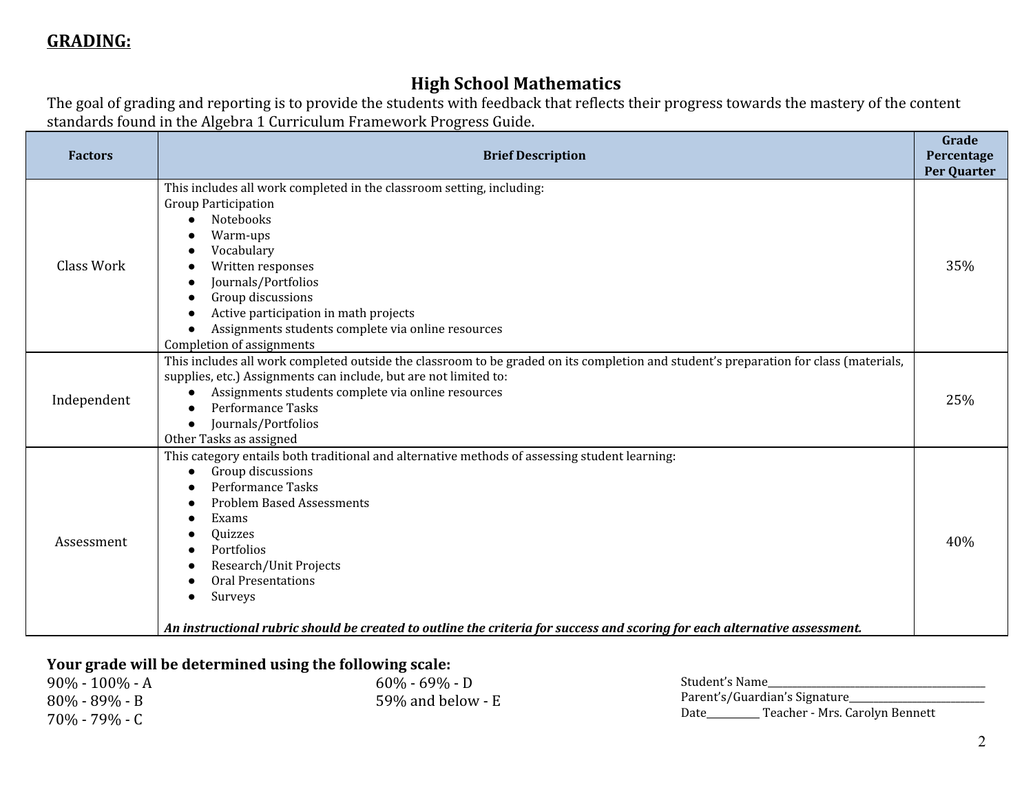**GRADING:**

## High School Mathematics

The goal of grading and reporting is to provide the students with feedback that reflects their progress towards the mastery of the content standards found in the Algebra 1 Curriculum Framework Progress Guide.

| Factors | Brief Description | Grade Percentage Per Quarter |
|---|---|---|
| Class Work | This includes all work completed in the classroom setting, including:<br>Group Participation<br>● Notebooks<br>● Warm-ups<br>● Vocabulary<br>● Written responses<br>● Journals/Portfolios<br>● Group discussions<br>● Active participation in math projects<br>● Assignments students complete via online resources<br>Completion of assignments | 35% |
| Independent | This includes all work completed outside the classroom to be graded on its completion and student's preparation for class (materials, supplies, etc.) Assignments can include, but are not limited to:<br>● Assignments students complete via online resources<br>● Performance Tasks<br>● Journals/Portfolios<br>Other Tasks as assigned | 25% |
| Assessment | This category entails both traditional and alternative methods of assessing student learning:<br>● Group discussions<br>● Performance Tasks<br>● Problem Based Assessments<br>● Exams<br>● Quizzes<br>● Portfolios<br>● Research/Unit Projects<br>● Oral Presentations<br>● Surveys<br><br>***An instructional rubric should be created to outline the criteria for success and scoring for each alternative assessment.*** | 40% |

**Your grade will be determined using the following scale:**

90% - 100% - A
80% - 89% - B
70% - 79% - C
60% - 69% - D
59% and below - E

Student's Name________________________
Parent's/Guardian's Signature________________________
Date__________ Teacher - Mrs. Carolyn Bennett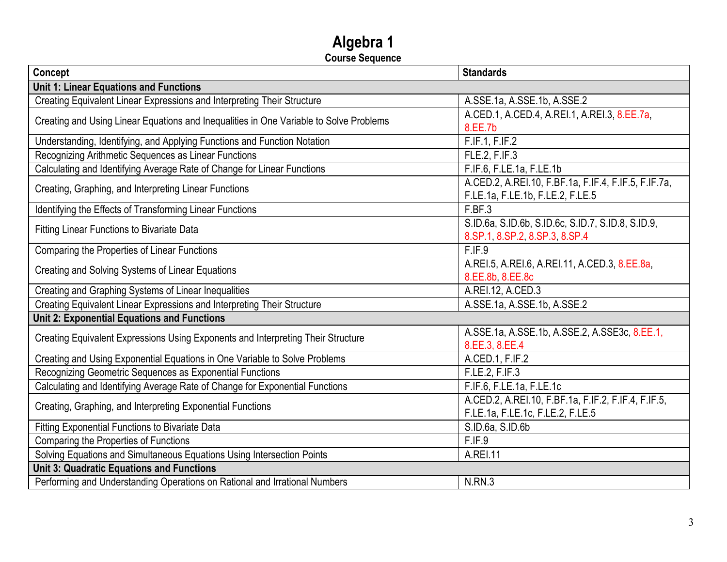# Algebra 1

**Course Sequence**

| Concept | Standards |
| --- | --- |
| **Unit 1: Linear Equations and Functions** | |
| Creating Equivalent Linear Expressions and Interpreting Their Structure | A.SSE.1a, A.SSE.1b, A.SSE.2 |
| Creating and Using Linear Equations and Inequalities in One Variable to Solve Problems | A.CED.1, A.CED.4, A.REI.1, A.REI.3, 8.EE.7a, 8.EE.7b |
| Understanding, Identifying, and Applying Functions and Function Notation | F.IF.1, F.IF.2 |
| Recognizing Arithmetic Sequences as Linear Functions | FLE.2, F.IF.3 |
| Calculating and Identifying Average Rate of Change for Linear Functions | F.IF.6, F.LE.1a, F.LE.1b |
| Creating, Graphing, and Interpreting Linear Functions | A.CED.2, A.REI.10, F.BF.1a, F.IF.4, F.IF.5, F.IF.7a, F.LE.1a, F.LE.1b, F.LE.2, F.LE.5 |
| Identifying the Effects of Transforming Linear Functions | F.BF.3 |
| Fitting Linear Functions to Bivariate Data | S.ID.6a, S.ID.6b, S.ID.6c, S.ID.7, S.ID.8, S.ID.9, 8.SP.1, 8.SP.2, 8.SP.3, 8.SP.4 |
| Comparing the Properties of Linear Functions | F.IF.9 |
| Creating and Solving Systems of Linear Equations | A.REI.5, A.REI.6, A.REI.11, A.CED.3, 8.EE.8a, 8.EE.8b, 8.EE.8c |
| Creating and Graphing Systems of Linear Inequalities | A.REI.12, A.CED.3 |
| Creating Equivalent Linear Expressions and Interpreting Their Structure | A.SSE.1a, A.SSE.1b, A.SSE.2 |
| **Unit 2: Exponential Equations and Functions** | |
| Creating Equivalent Expressions Using Exponents and Interpreting Their Structure | A.SSE.1a, A.SSE.1b, A.SSE.2, A.SSE3c, 8.EE.1, 8.EE.3, 8.EE.4 |
| Creating and Using Exponential Equations in One Variable to Solve Problems | A.CED.1, F.IF.2 |
| Recognizing Geometric Sequences as Exponential Functions | F.LE.2, F.IF.3 |
| Calculating and Identifying Average Rate of Change for Exponential Functions | F.IF.6, F.LE.1a, F.LE.1c |
| Creating, Graphing, and Interpreting Exponential Functions | A.CED.2, A.REI.10, F.BF.1a, F.IF.2, F.IF.4, F.IF.5, F.LE.1a, F.LE.1c, F.LE.2, F.LE.5 |
| Fitting Exponential Functions to Bivariate Data | S.ID.6a, S.ID.6b |
| Comparing the Properties of Functions | F.IF.9 |
| Solving Equations and Simultaneous Equations Using Intersection Points | A.REI.11 |
| **Unit 3: Quadratic Equations and Functions** | |
| Performing and Understanding Operations on Rational and Irrational Numbers | N.RN.3 |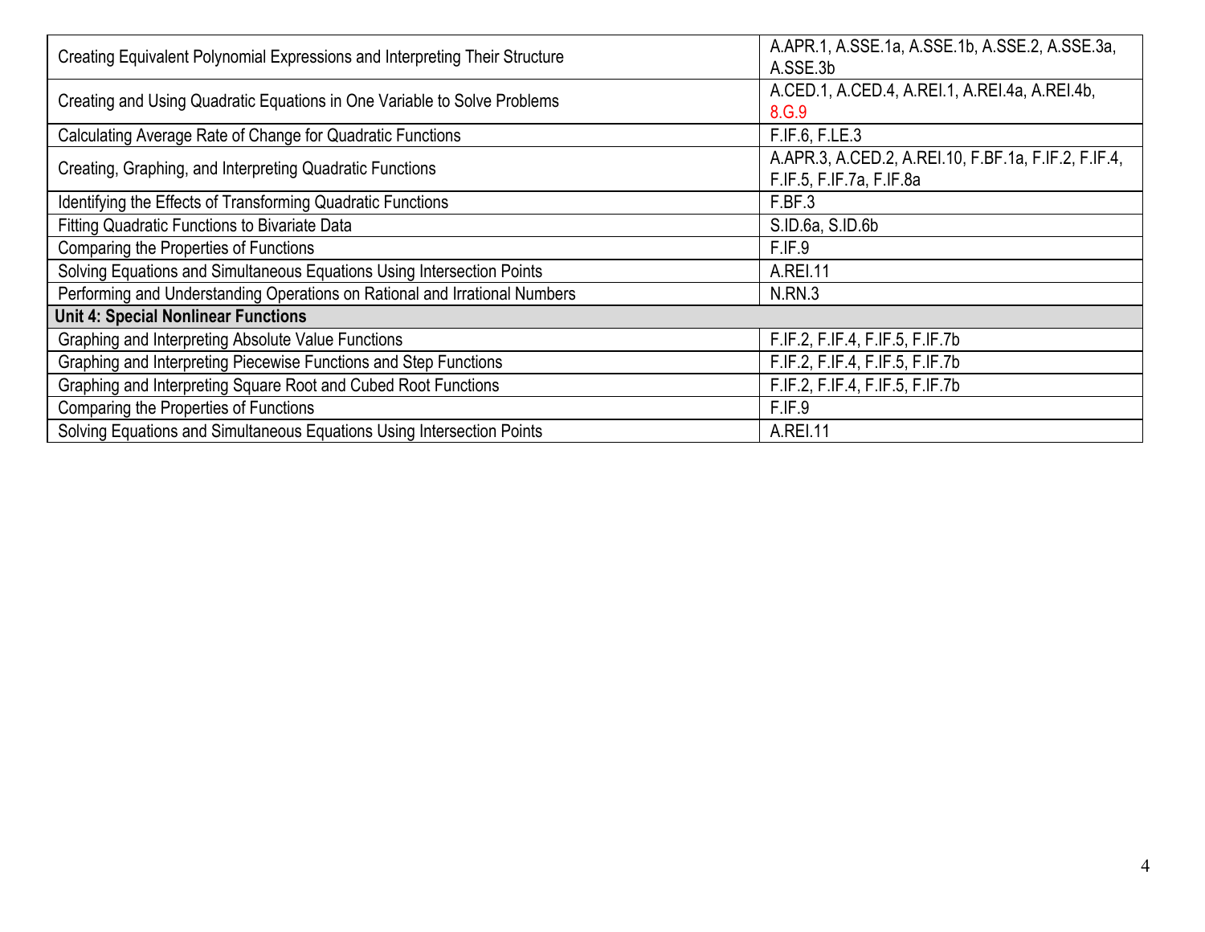| | |
|---|---|
| Creating Equivalent Polynomial Expressions and Interpreting Their Structure | A.APR.1, A.SSE.1a, A.SSE.1b, A.SSE.2, A.SSE.3a, A.SSE.3b |
| Creating and Using Quadratic Equations in One Variable to Solve Problems | A.CED.1, A.CED.4, A.REI.1, A.REI.4a, A.REI.4b, 8.G.9 |
| Calculating Average Rate of Change for Quadratic Functions | F.IF.6, F.LE.3 |
| Creating, Graphing, and Interpreting Quadratic Functions | A.APR.3, A.CED.2, A.REI.10, F.BF.1a, F.IF.2, F.IF.4, F.IF.5, F.IF.7a, F.IF.8a |
| Identifying the Effects of Transforming Quadratic Functions | F.BF.3 |
| Fitting Quadratic Functions to Bivariate Data | S.ID.6a, S.ID.6b |
| Comparing the Properties of Functions | F.IF.9 |
| Solving Equations and Simultaneous Equations Using Intersection Points | A.REI.11 |
| Performing and Understanding Operations on Rational and Irrational Numbers | N.RN.3 |
| **Unit 4: Special Nonlinear Functions** | |
| Graphing and Interpreting Absolute Value Functions | F.IF.2, F.IF.4, F.IF.5, F.IF.7b |
| Graphing and Interpreting Piecewise Functions and Step Functions | F.IF.2, F.IF.4, F.IF.5, F.IF.7b |
| Graphing and Interpreting Square Root and Cubed Root Functions | F.IF.2, F.IF.4, F.IF.5, F.IF.7b |
| Comparing the Properties of Functions | F.IF.9 |
| Solving Equations and Simultaneous Equations Using Intersection Points | A.REI.11 |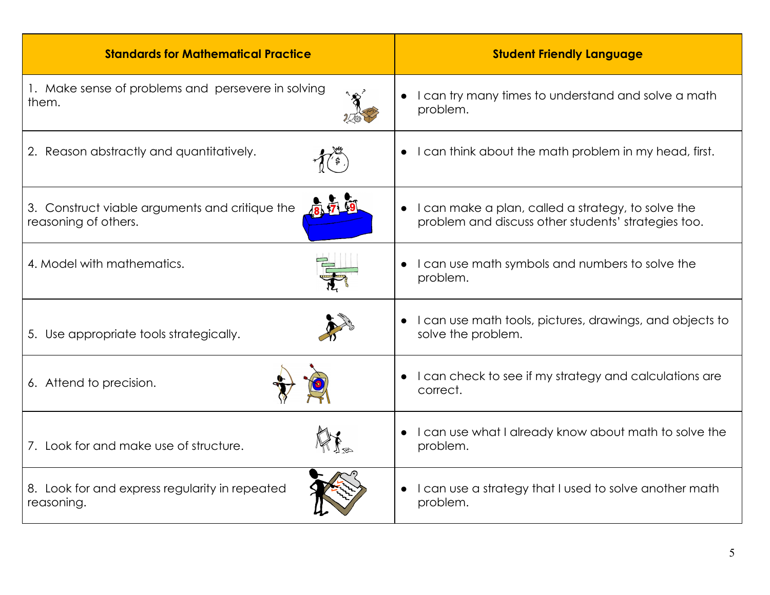| Standards for Mathematical Practice | Student Friendly Language |
|---|---|
| 1. Make sense of problems and persevere in solving them. | • I can try many times to understand and solve a math problem. |
| 2. Reason abstractly and quantitatively. | • I can think about the math problem in my head, first. |
| 3. Construct viable arguments and critique the reasoning of others. | • I can make a plan, called a strategy, to solve the problem and discuss other students' strategies too. |
| 4. Model with mathematics. | • I can use math symbols and numbers to solve the problem. |
| 5. Use appropriate tools strategically. | • I can use math tools, pictures, drawings, and objects to solve the problem. |
| 6. Attend to precision. | • I can check to see if my strategy and calculations are correct. |
| 7. Look for and make use of structure. | • I can use what I already know about math to solve the problem. |
| 8. Look for and express regularity in repeated reasoning. | • I can use a strategy that I used to solve another math problem. |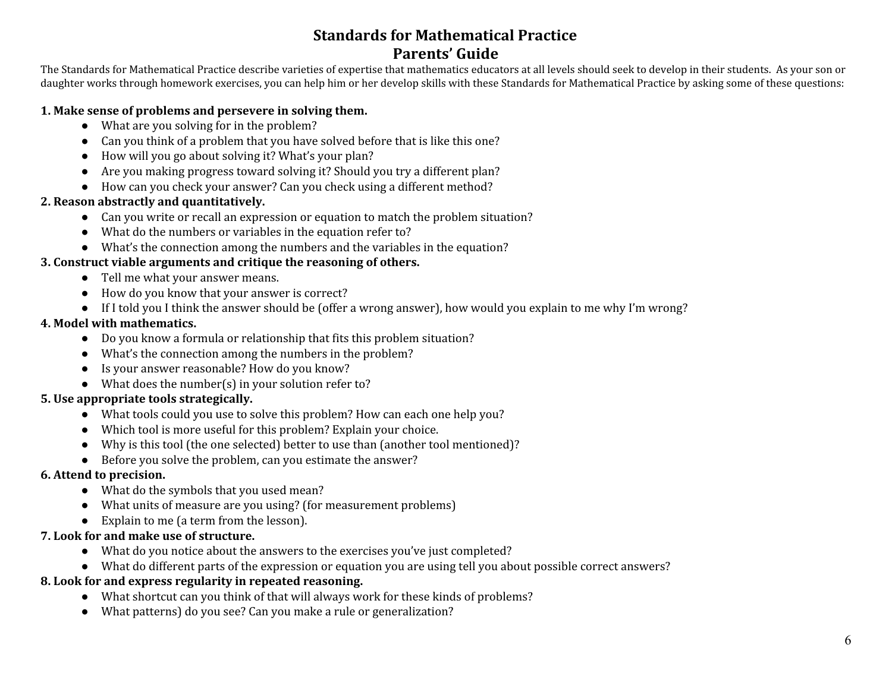# Standards for Mathematical Practice
## Parents' Guide

The Standards for Mathematical Practice describe varieties of expertise that mathematics educators at all levels should seek to develop in their students. As your son or daughter works through homework exercises, you can help him or her develop skills with these Standards for Mathematical Practice by asking some of these questions:

**1. Make sense of problems and persevere in solving them.**

- What are you solving for in the problem?
- Can you think of a problem that you have solved before that is like this one?
- How will you go about solving it? What's your plan?
- Are you making progress toward solving it? Should you try a different plan?
- How can you check your answer? Can you check using a different method?

**2. Reason abstractly and quantitatively.**

- Can you write or recall an expression or equation to match the problem situation?
- What do the numbers or variables in the equation refer to?
- What's the connection among the numbers and the variables in the equation?

**3. Construct viable arguments and critique the reasoning of others.**

- Tell me what your answer means.
- How do you know that your answer is correct?
- If I told you I think the answer should be (offer a wrong answer), how would you explain to me why I'm wrong?

**4. Model with mathematics.**

- Do you know a formula or relationship that fits this problem situation?
- What's the connection among the numbers in the problem?
- Is your answer reasonable? How do you know?
- What does the number(s) in your solution refer to?

**5. Use appropriate tools strategically.**

- What tools could you use to solve this problem? How can each one help you?
- Which tool is more useful for this problem? Explain your choice.
- Why is this tool (the one selected) better to use than (another tool mentioned)?
- Before you solve the problem, can you estimate the answer?

**6. Attend to precision.**

- What do the symbols that you used mean?
- What units of measure are you using? (for measurement problems)
- Explain to me (a term from the lesson).

**7. Look for and make use of structure.**

- What do you notice about the answers to the exercises you've just completed?
- What do different parts of the expression or equation you are using tell you about possible correct answers?

**8. Look for and express regularity in repeated reasoning.**

- What shortcut can you think of that will always work for these kinds of problems?
- What patterns) do you see? Can you make a rule or generalization?